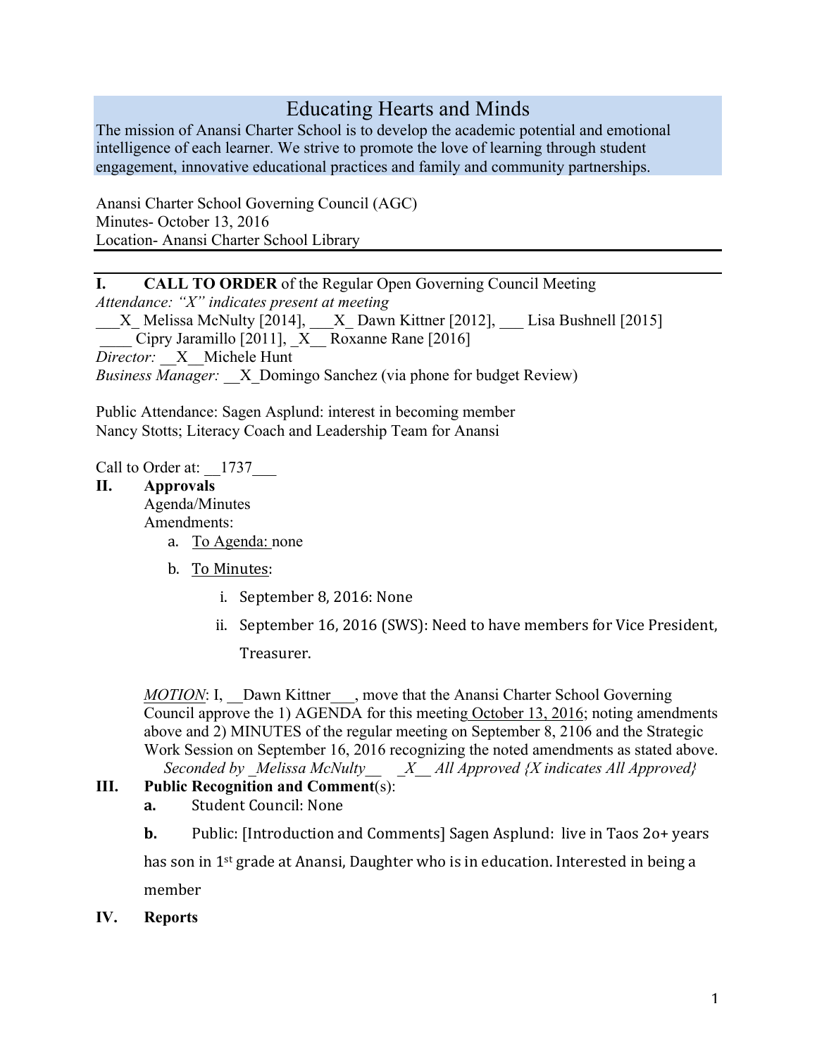# Educating Hearts and Minds

The mission of Anansi Charter School is to develop the academic potential and emotional intelligence of each learner. We strive to promote the love of learning through student engagement, innovative educational practices and family and community partnerships.

Anansi Charter School Governing Council (AGC)
Minutes- October 13, 2016
Location- Anansi Charter School Library

---

**I. CALL TO ORDER** of the Regular Open Governing Council Meeting

*Attendance: "X" indicates present at meeting*

___X_ Melissa McNulty [2014], ___X_ Dawn Kittner [2012], ___ Lisa Bushnell [2015]
____ Cipry Jaramillo [2011], _X__ Roxanne Rane [2016]

*Director:* __X__Michele Hunt

*Business Manager:* __X_Domingo Sanchez (via phone for budget Review)

Public Attendance: Sagen Asplund: interest in becoming member
Nancy Stotts; Literacy Coach and Leadership Team for Anansi

Call to Order at: __1737___

**II. Approvals**

Agenda/Minutes

Amendments:

a. To Agenda: none
b. To Minutes:
   i. September 8, 2016: None
   ii. September 16, 2016 (SWS): Need to have members for Vice President, Treasurer.

*MOTION*: I, __Dawn Kittner___, move that the Anansi Charter School Governing Council approve the 1) AGENDA for this meeting October 13, 2016; noting amendments above and 2) MINUTES of the regular meeting on September 8, 2106 and the Strategic Work Session on September 16, 2016 recognizing the noted amendments as stated above.

*Seconded by _Melissa McNulty__ _X__ All Approved {X indicates All Approved}*

**III. Public Recognition and Comment**(s):

**a.** Student Council: None

**b.** Public: [Introduction and Comments] Sagen Asplund: live in Taos 2o+ years has son in 1st grade at Anansi, Daughter who is in education. Interested in being a member

**IV. Reports**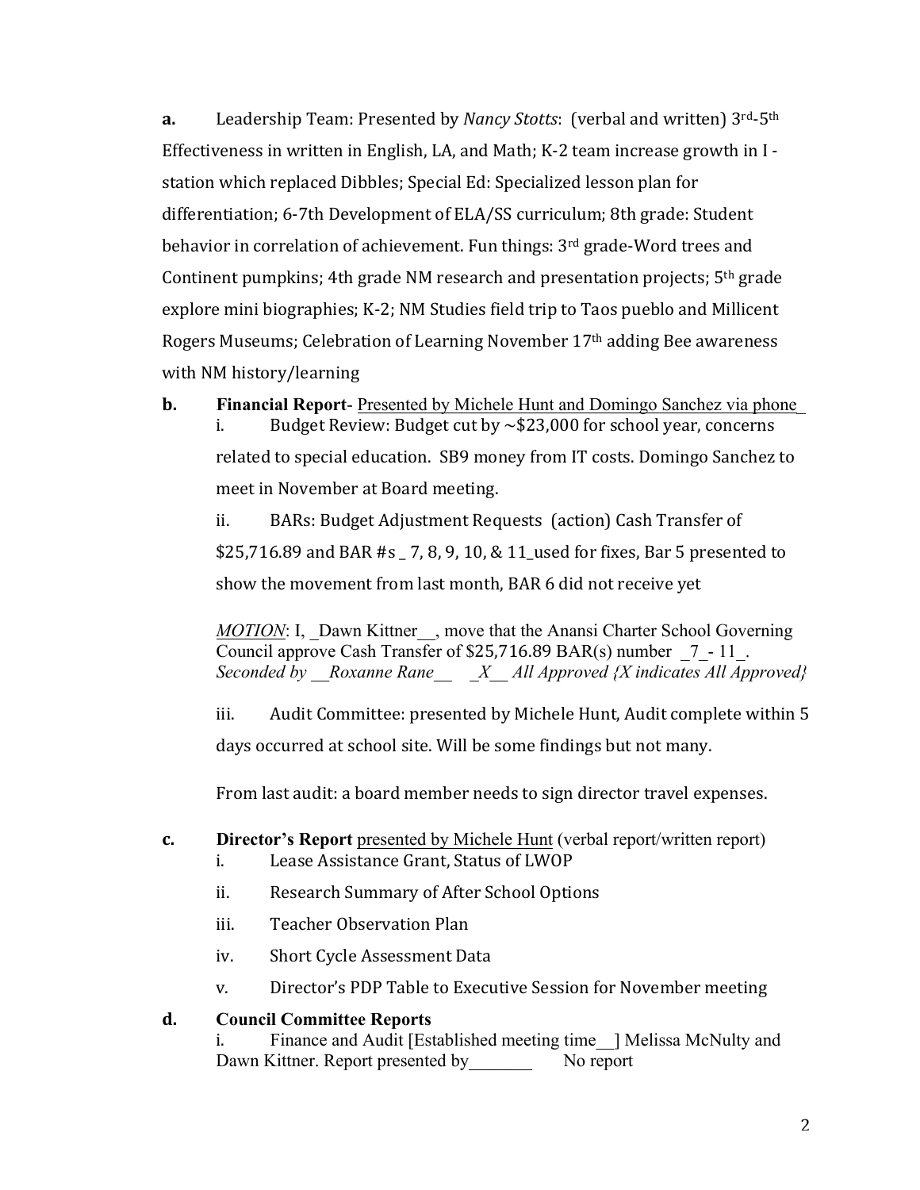**a.** Leadership Team: Presented by *Nancy Stotts*: (verbal and written) 3rd-5th Effectiveness in written in English, LA, and Math; K-2 team increase growth in I - station which replaced Dibbles; Special Ed: Specialized lesson plan for differentiation; 6-7th Development of ELA/SS curriculum; 8th grade: Student behavior in correlation of achievement. Fun things: 3rd grade-Word trees and Continent pumpkins; 4th grade NM research and presentation projects; 5th grade explore mini biographies; K-2; NM Studies field trip to Taos pueblo and Millicent Rogers Museums; Celebration of Learning November 17th adding Bee awareness with NM history/learning

**b.** **Financial Report**- Presented by Michele Hunt and Domingo Sanchez via phone_

i. Budget Review: Budget cut by ~$23,000 for school year, concerns related to special education. SB9 money from IT costs. Domingo Sanchez to meet in November at Board meeting.

ii. BARs: Budget Adjustment Requests (action) Cash Transfer of $25,716.89 and BAR #s _ 7, 8, 9, 10, & 11_used for fixes, Bar 5 presented to show the movement from last month, BAR 6 did not receive yet

*MOTION*: I, _Dawn Kittner__, move that the Anansi Charter School Governing Council approve Cash Transfer of $25,716.89 BAR(s) number _7_- 11_.
*Seconded by __Roxanne Rane__ _X__ All Approved {X indicates All Approved}*

iii. Audit Committee: presented by Michele Hunt, Audit complete within 5 days occurred at school site. Will be some findings but not many.

From last audit: a board member needs to sign director travel expenses.

**c.** **Director's Report** presented by Michele Hunt (verbal report/written report)

i. Lease Assistance Grant, Status of LWOP

ii. Research Summary of After School Options

iii. Teacher Observation Plan

iv. Short Cycle Assessment Data

v. Director's PDP Table to Executive Session for November meeting

**d.** **Council Committee Reports**

i. Finance and Audit [Established meeting time__] Melissa McNulty and Dawn Kittner. Report presented by________ No report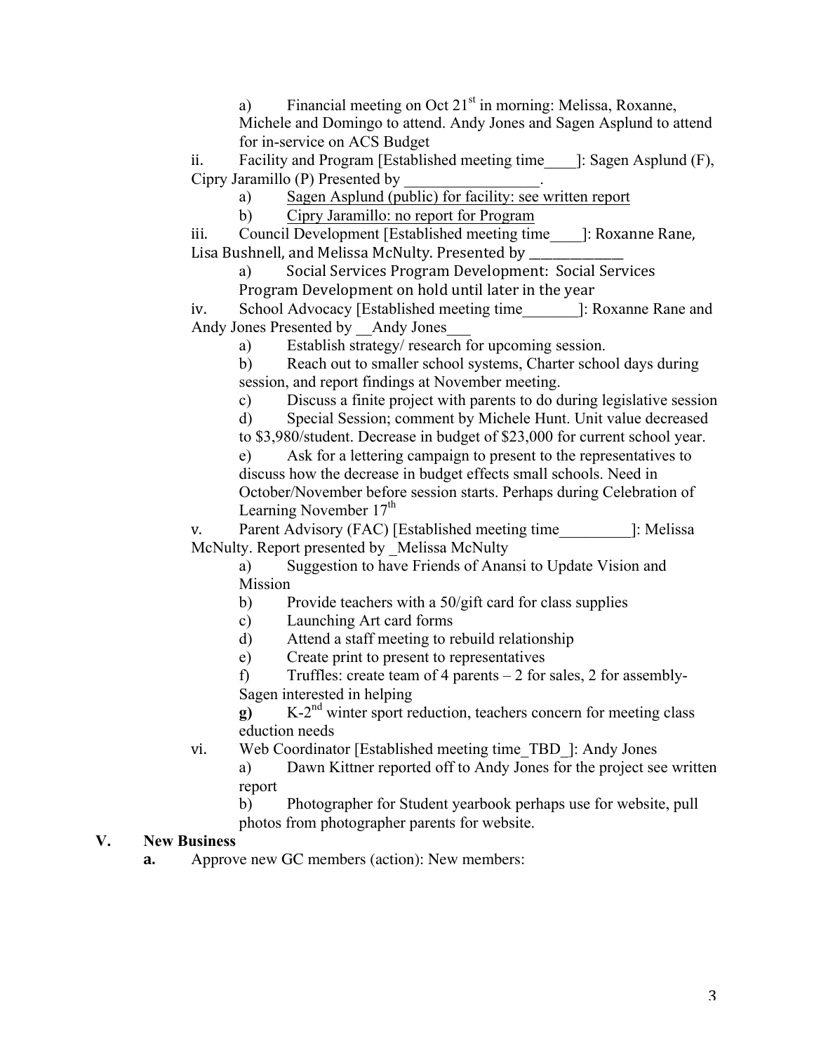a) Financial meeting on Oct 21st in morning: Melissa, Roxanne, Michele and Domingo to attend. Andy Jones and Sagen Asplund to attend for in-service on ACS Budget

ii. Facility and Program [Established meeting time____]: Sagen Asplund (F), Cipry Jaramillo (P) Presented by _________________.

a) Sagen Asplund (public) for facility: see written report

b) Cipry Jaramillo: no report for Program

iii. Council Development [Established meeting time____]: Roxanne Rane, Lisa Bushnell, and Melissa McNulty. Presented by ____________

a) Social Services Program Development: Social Services Program Development on hold until later in the year

iv. School Advocacy [Established meeting time_______]: Roxanne Rane and Andy Jones Presented by __Andy Jones___

a) Establish strategy/ research for upcoming session.

b) Reach out to smaller school systems, Charter school days during session, and report findings at November meeting.

c) Discuss a finite project with parents to do during legislative session

d) Special Session; comment by Michele Hunt. Unit value decreased to $3,980/student. Decrease in budget of $23,000 for current school year.

e) Ask for a lettering campaign to present to the representatives to discuss how the decrease in budget effects small schools. Need in October/November before session starts. Perhaps during Celebration of Learning November 17th

v. Parent Advisory (FAC) [Established meeting time_________]: Melissa McNulty. Report presented by _Melissa McNulty

a) Suggestion to have Friends of Anansi to Update Vision and Mission

b) Provide teachers with a 50/gift card for class supplies

c) Launching Art card forms

d) Attend a staff meeting to rebuild relationship

e) Create print to present to representatives

f) Truffles: create team of 4 parents – 2 for sales, 2 for assembly- Sagen interested in helping

**g)** K-2nd winter sport reduction, teachers concern for meeting class eduction needs

vi. Web Coordinator [Established meeting time_TBD_]: Andy Jones

a) Dawn Kittner reported off to Andy Jones for the project see written report

b) Photographer for Student yearbook perhaps use for website, pull photos from photographer parents for website.

## V. New Business

**a.** Approve new GC members (action): New members: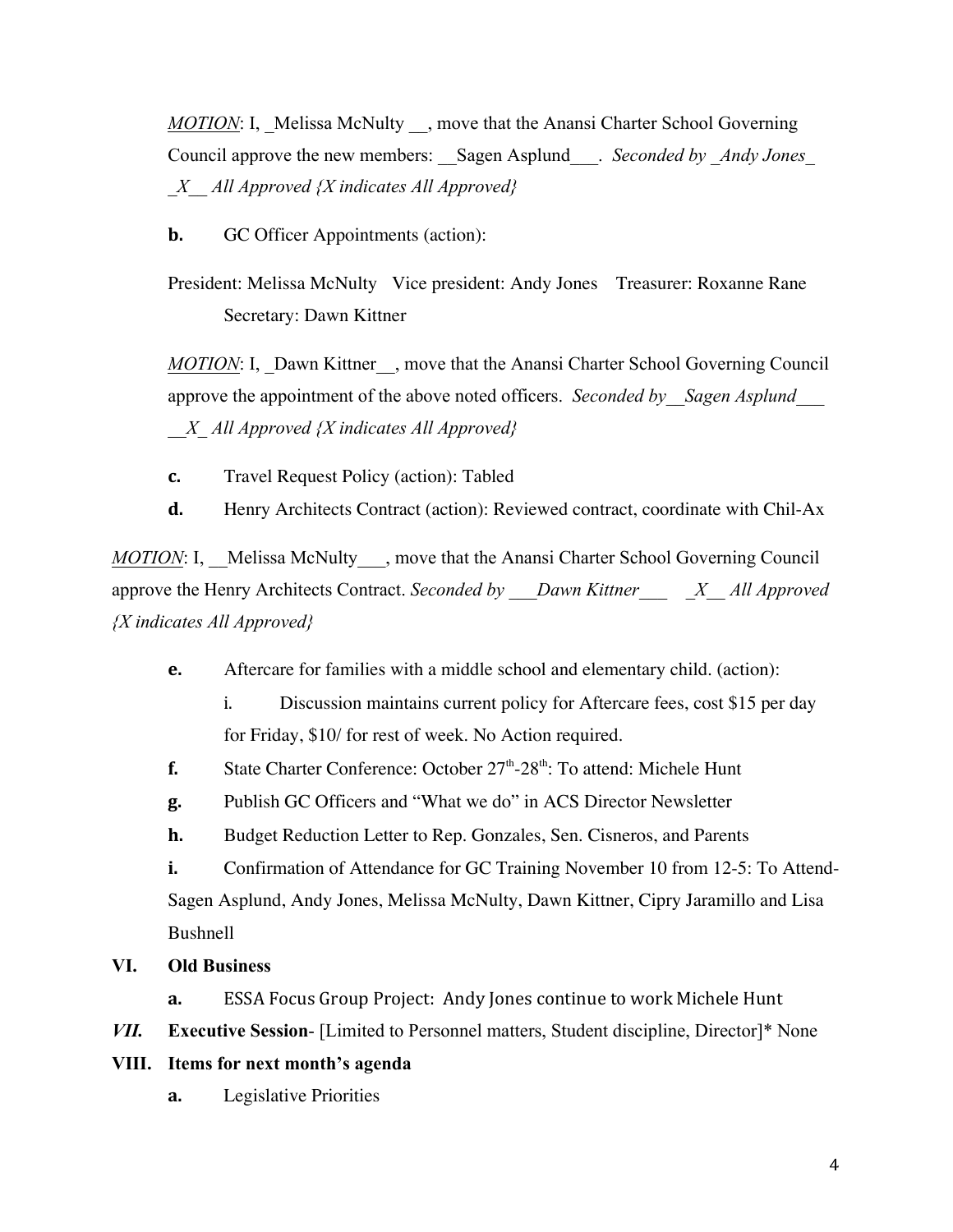*MOTION*: I, _Melissa McNulty __, move that the Anansi Charter School Governing Council approve the new members: __Sagen Asplund___. *Seconded by _Andy Jones_*
*_X__ All Approved {X indicates All Approved}*

**b.** GC Officer Appointments (action):

President: Melissa McNulty  Vice president: Andy Jones  Treasurer: Roxanne Rane
Secretary: Dawn Kittner

*MOTION*: I, _Dawn Kittner__, move that the Anansi Charter School Governing Council approve the appointment of the above noted officers. *Seconded by__Sagen Asplund___*
*__X_ All Approved {X indicates All Approved}*

**c.** Travel Request Policy (action): Tabled

**d.** Henry Architects Contract (action): Reviewed contract, coordinate with Chil-Ax

*MOTION*: I, __Melissa McNulty___, move that the Anansi Charter School Governing Council approve the Henry Architects Contract. *Seconded by ___Dawn Kittner___ _X__ All Approved {X indicates All Approved}*

**e.** Aftercare for families with a middle school and elementary child. (action):

i. Discussion maintains current policy for Aftercare fees, cost $15 per day for Friday, $10/ for rest of week. No Action required.

**f.** State Charter Conference: October 27th-28th: To attend: Michele Hunt

**g.** Publish GC Officers and "What we do" in ACS Director Newsletter

**h.** Budget Reduction Letter to Rep. Gonzales, Sen. Cisneros, and Parents

**i.** Confirmation of Attendance for GC Training November 10 from 12-5: To Attend- Sagen Asplund, Andy Jones, Melissa McNulty, Dawn Kittner, Cipry Jaramillo and Lisa Bushnell

**VI. Old Business**

**a.** ESSA Focus Group Project: Andy Jones continue to work Michele Hunt

***VII.*** **Executive Session**- [Limited to Personnel matters, Student discipline, Director]* None

**VIII. Items for next month's agenda**

**a.** Legislative Priorities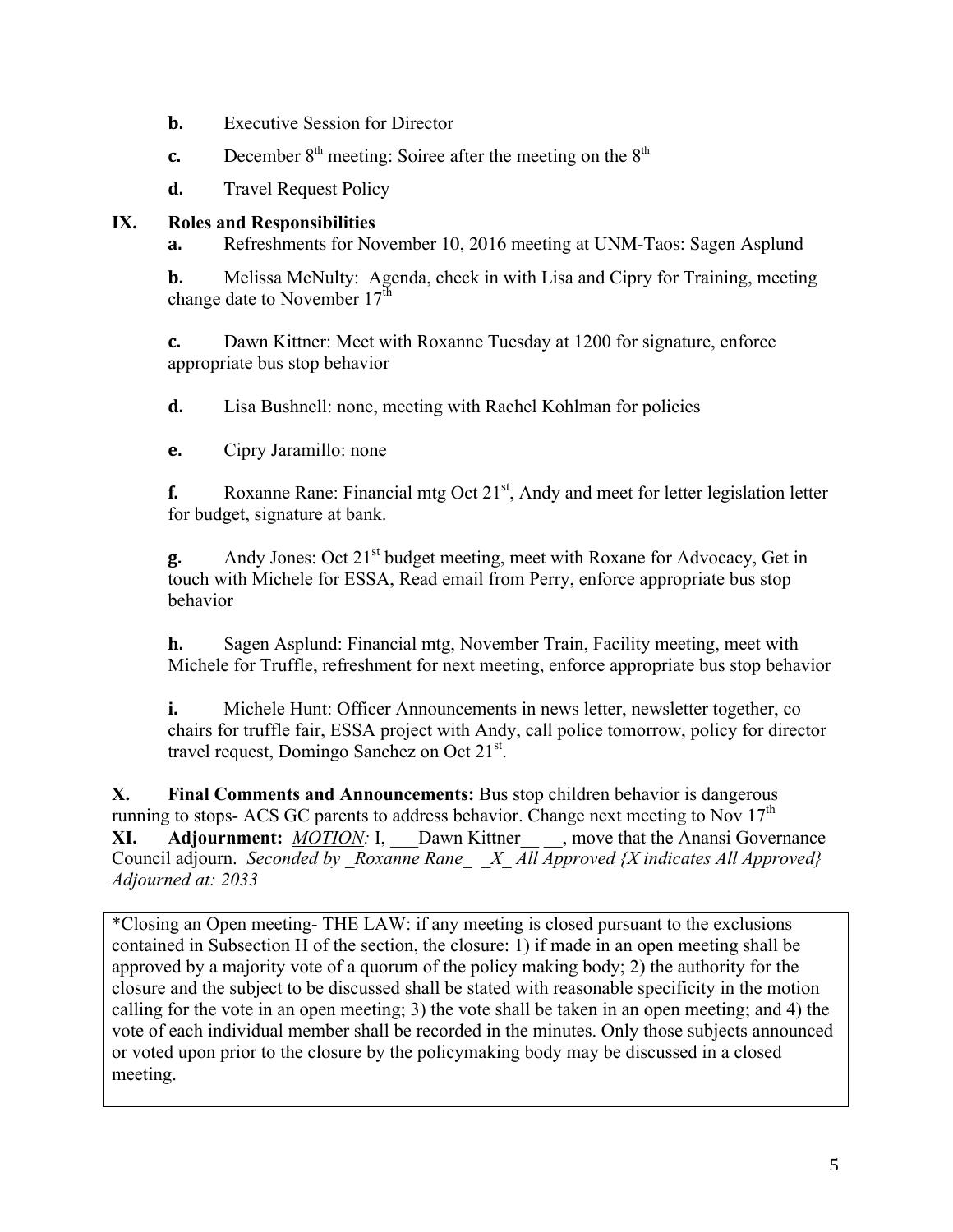- **b.** Executive Session for Director
- **c.** December 8th meeting: Soiree after the meeting on the 8th
- **d.** Travel Request Policy

**IX. Roles and Responsibilities**

**a.** Refreshments for November 10, 2016 meeting at UNM-Taos: Sagen Asplund

**b.** Melissa McNulty: Agenda, check in with Lisa and Cipry for Training, meeting change date to November 17th

**c.** Dawn Kittner: Meet with Roxanne Tuesday at 1200 for signature, enforce appropriate bus stop behavior

**d.** Lisa Bushnell: none, meeting with Rachel Kohlman for policies

**e.** Cipry Jaramillo: none

**f.** Roxanne Rane: Financial mtg Oct 21st, Andy and meet for letter legislation letter for budget, signature at bank.

**g.** Andy Jones: Oct 21st budget meeting, meet with Roxane for Advocacy, Get in touch with Michele for ESSA, Read email from Perry, enforce appropriate bus stop behavior

**h.** Sagen Asplund: Financial mtg, November Train, Facility meeting, meet with Michele for Truffle, refreshment for next meeting, enforce appropriate bus stop behavior

**i.** Michele Hunt: Officer Announcements in news letter, newsletter together, co chairs for truffle fair, ESSA project with Andy, call police tomorrow, policy for director travel request, Domingo Sanchez on Oct 21st.

**X. Final Comments and Announcements:** Bus stop children behavior is dangerous running to stops- ACS GC parents to address behavior. Change next meeting to Nov 17th

**XI. Adjournment:** *MOTION:* I, ___Dawn Kittner__ __, move that the Anansi Governance Council adjourn. *Seconded by _Roxanne Rane_ _X_ All Approved {X indicates All Approved} Adjourned at: 2033*

*Closing an Open meeting- THE LAW: if any meeting is closed pursuant to the exclusions contained in Subsection H of the section, the closure: 1) if made in an open meeting shall be approved by a majority vote of a quorum of the policy making body; 2) the authority for the closure and the subject to be discussed shall be stated with reasonable specificity in the motion calling for the vote in an open meeting; 3) the vote shall be taken in an open meeting; and 4) the vote of each individual member shall be recorded in the minutes. Only those subjects announced or voted upon prior to the closure by the policymaking body may be discussed in a closed meeting.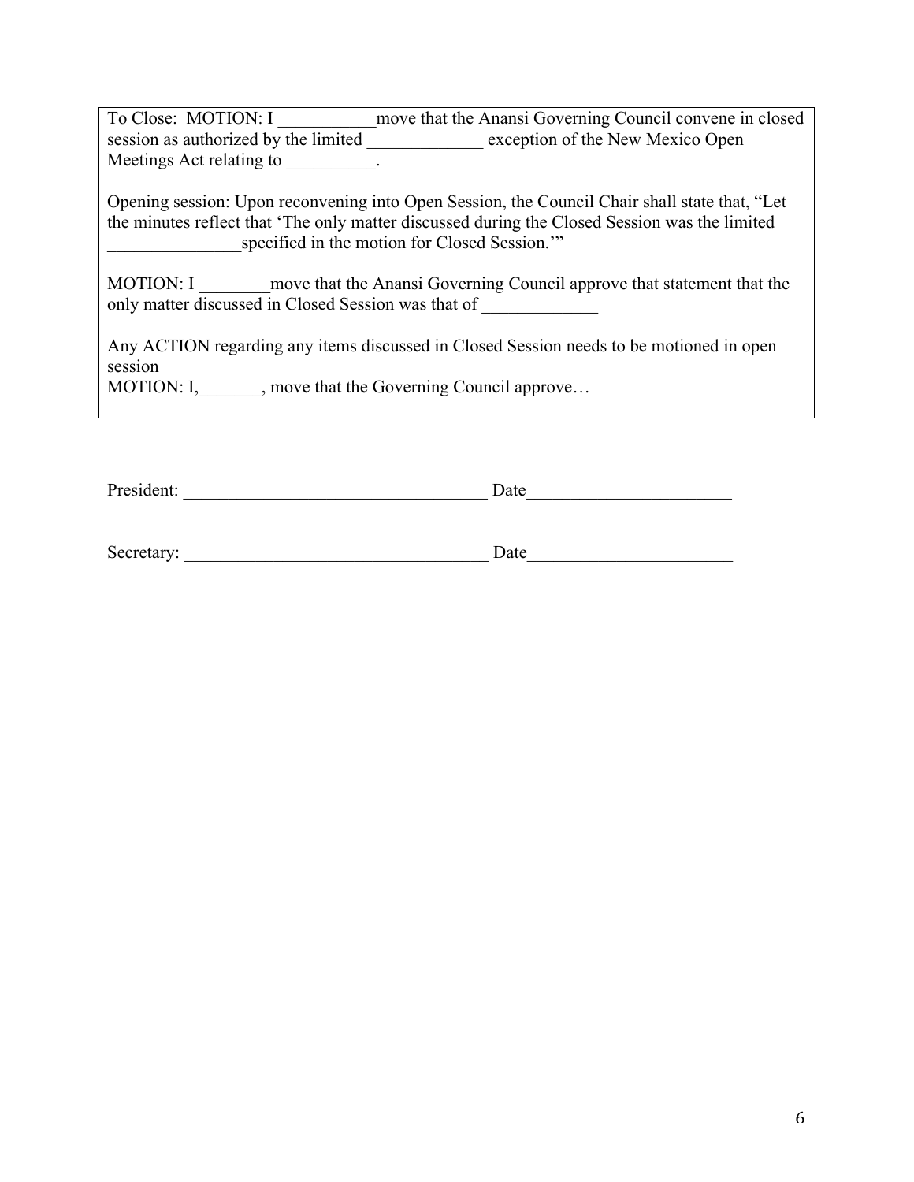To Close: MOTION: I ___________move that the Anansi Governing Council convene in closed session as authorized by the limited _____________ exception of the New Mexico Open Meetings Act relating to __________.

Opening session: Upon reconvening into Open Session, the Council Chair shall state that, "Let the minutes reflect that 'The only matter discussed during the Closed Session was the limited _______________specified in the motion for Closed Session.'"

MOTION: I ________move that the Anansi Governing Council approve that statement that the only matter discussed in Closed Session was that of _____________

Any ACTION regarding any items discussed in Closed Session needs to be motioned in open session

MOTION: I,_______, move that the Governing Council approve…

President: __________________________________ Date_______________________

Secretary: __________________________________ Date_______________________